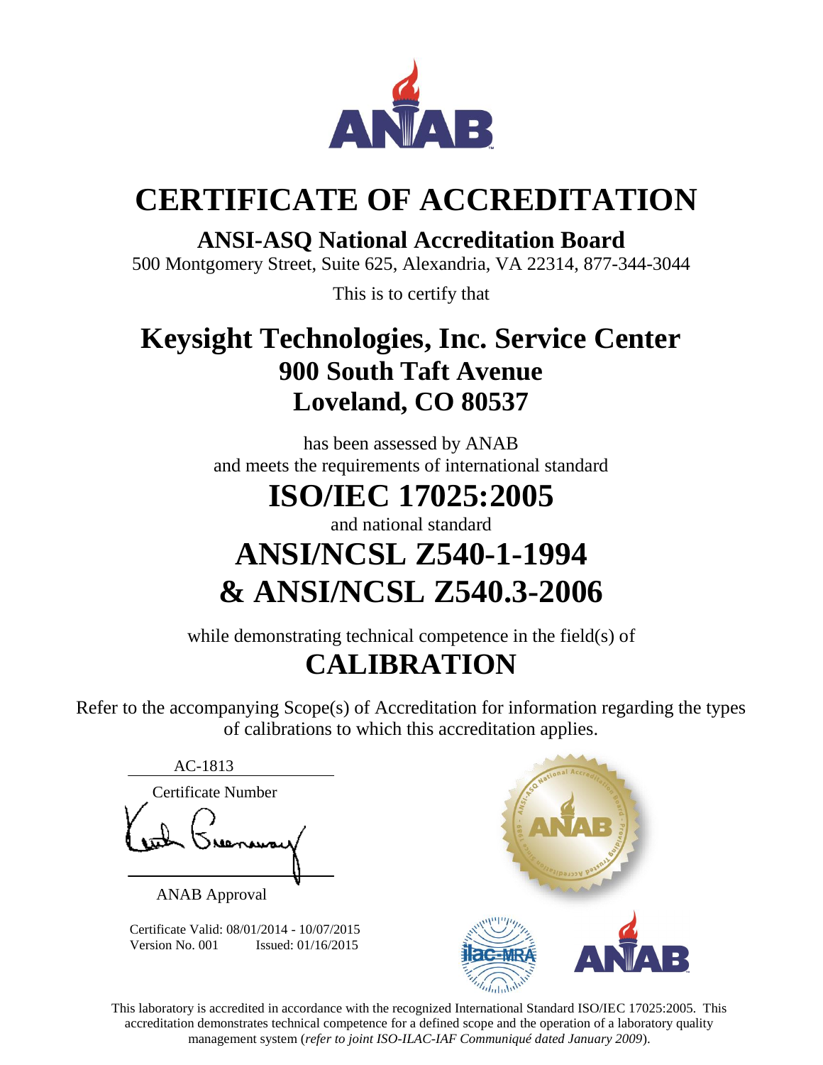# CERTIFICATE OF ACCREDITATION

## ANSI-ASQ National Accreditation Board

500 Montgomery Street, Suite 625, Alexandria, VA 22314, 877-344-3044

This is to certify that

## Keysight Technologies, Inc. Service Center
### 900 South Taft Avenue
### Loveland, CO 80537

has been assessed by ANAB
and meets the requirements of international standard

## ISO/IEC 17025:2005

and national standard

## ANSI/NCSL Z540-1-1994
## & ANSI/NCSL Z540.3-2006

while demonstrating technical competence in the field(s) of

## CALIBRATION

Refer to the accompanying Scope(s) of Accreditation for information regarding the types of calibrations to which this accreditation applies.

AC-1813

Certificate Number

ANAB Approval

Certificate Valid: 08/01/2014 - 10/07/2015
Version No. 001 Issued: 01/16/2015

This laboratory is accredited in accordance with the recognized International Standard ISO/IEC 17025:2005. This accreditation demonstrates technical competence for a defined scope and the operation of a laboratory quality management system (*refer to joint ISO-ILAC-IAF Communiqué dated January 2009*).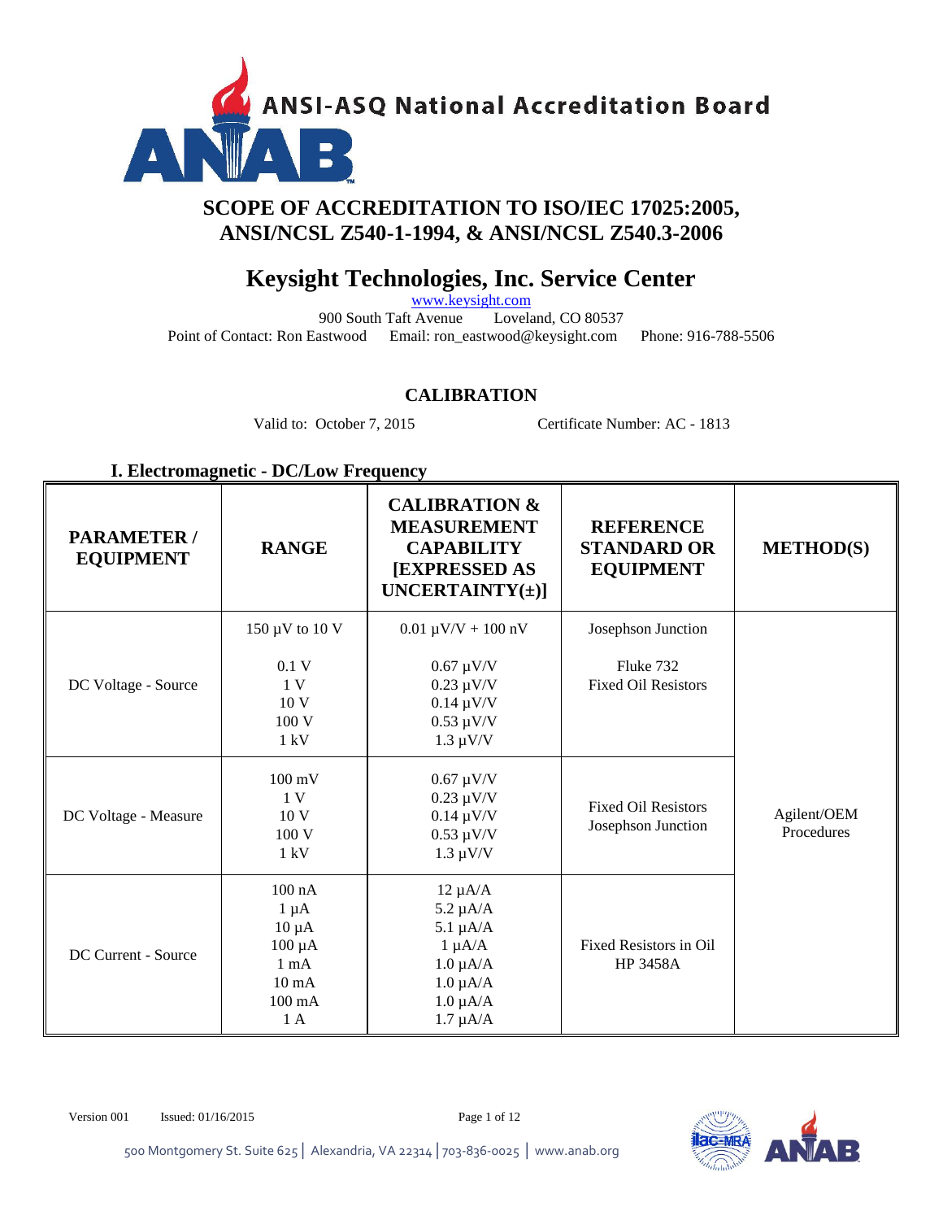ANSI-ASQ National Accreditation Board

# SCOPE OF ACCREDITATION TO ISO/IEC 17025:2005, ANSI/NCSL Z540-1-1994, & ANSI/NCSL Z540.3-2006

## Keysight Technologies, Inc. Service Center

www.keysight.com
900 South Taft Avenue Loveland, CO 80537
Point of Contact: Ron Eastwood Email: ron_eastwood@keysight.com Phone: 916-788-5506

### CALIBRATION

Valid to: October 7, 2015 Certificate Number: AC - 1813

### I. Electromagnetic - DC/Low Frequency

| PARAMETER / EQUIPMENT | RANGE | CALIBRATION & MEASUREMENT CAPABILITY [EXPRESSED AS UNCERTAINTY(±)] | REFERENCE STANDARD OR EQUIPMENT | METHOD(S) |
|---|---|---|---|---|
| DC Voltage - Source | 150 µV to 10 V | 0.01 µV/V + 100 nV | Josephson Junction | Agilent/OEM Procedures |
| | 0.1 V<br>1 V<br>10 V<br>100 V<br>1 kV | 0.67 µV/V<br>0.23 µV/V<br>0.14 µV/V<br>0.53 µV/V<br>1.3 µV/V | Fluke 732<br>Fixed Oil Resistors | |
| DC Voltage - Measure | 100 mV<br>1 V<br>10 V<br>100 V<br>1 kV | 0.67 µV/V<br>0.23 µV/V<br>0.14 µV/V<br>0.53 µV/V<br>1.3 µV/V | Fixed Oil Resistors<br>Josephson Junction | |
| DC Current - Source | 100 nA<br>1 µA<br>10 µA<br>100 µA<br>1 mA<br>10 mA<br>100 mA<br>1 A | 12 µA/A<br>5.2 µA/A<br>5.1 µA/A<br>1 µA/A<br>1.0 µA/A<br>1.0 µA/A<br>1.0 µA/A<br>1.7 µA/A | Fixed Resistors in Oil<br>HP 3458A | |

Version 001 Issued: 01/16/2015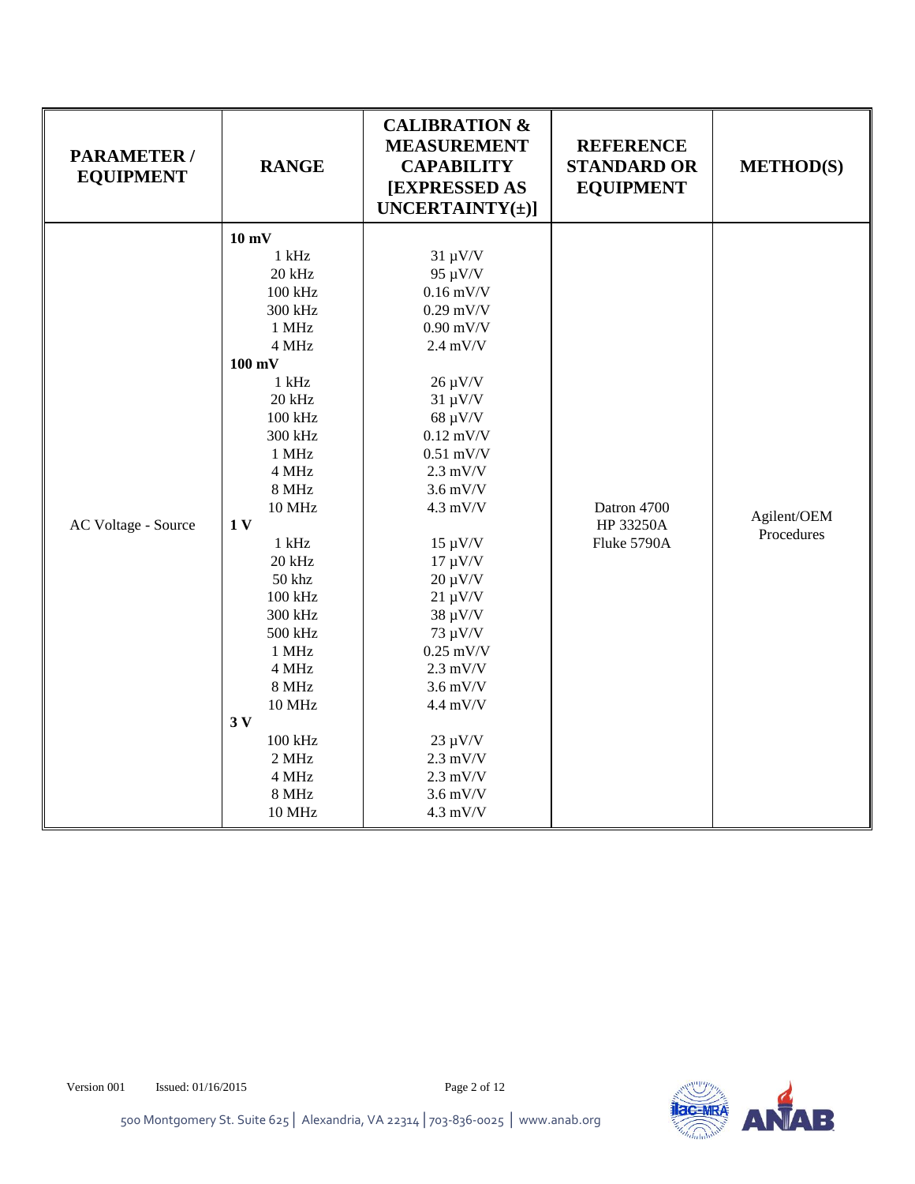| PARAMETER / EQUIPMENT | RANGE | CALIBRATION & MEASUREMENT CAPABILITY [EXPRESSED AS UNCERTAINTY(±)] | REFERENCE STANDARD OR EQUIPMENT | METHOD(S) |
|---|---|---|---|---|
| AC Voltage - Source | **10 mV** | | Datron 4700<br>HP 33250A<br>Fluke 5790A | Agilent/OEM Procedures |
| | 1 kHz | 31 µV/V | | |
| | 20 kHz | 95 µV/V | | |
| | 100 kHz | 0.16 mV/V | | |
| | 300 kHz | 0.29 mV/V | | |
| | 1 MHz | 0.90 mV/V | | |
| | 4 MHz | 2.4 mV/V | | |
| | **100 mV** | | | |
| | 1 kHz | 26 µV/V | | |
| | 20 kHz | 31 µV/V | | |
| | 100 kHz | 68 µV/V | | |
| | 300 kHz | 0.12 mV/V | | |
| | 1 MHz | 0.51 mV/V | | |
| | 4 MHz | 2.3 mV/V | | |
| | 8 MHz | 3.6 mV/V | | |
| | 10 MHz | 4.3 mV/V | | |
| | **1 V** | | | |
| | 1 kHz | 15 µV/V | | |
| | 20 kHz | 17 µV/V | | |
| | 50 khz | 20 µV/V | | |
| | 100 kHz | 21 µV/V | | |
| | 300 kHz | 38 µV/V | | |
| | 500 kHz | 73 µV/V | | |
| | 1 MHz | 0.25 mV/V | | |
| | 4 MHz | 2.3 mV/V | | |
| | 8 MHz | 3.6 mV/V | | |
| | 10 MHz | 4.4 mV/V | | |
| | **3 V** | | | |
| | 100 kHz | 23 µV/V | | |
| | 2 MHz | 2.3 mV/V | | |
| | 4 MHz | 2.3 mV/V | | |
| | 8 MHz | 3.6 mV/V | | |
| | 10 MHz | 4.3 mV/V | | |

Version 001 Issued: 01/16/2015

500 Montgomery St. Suite 625 | Alexandria, VA 22314 | 703-836-0025 | www.anab.org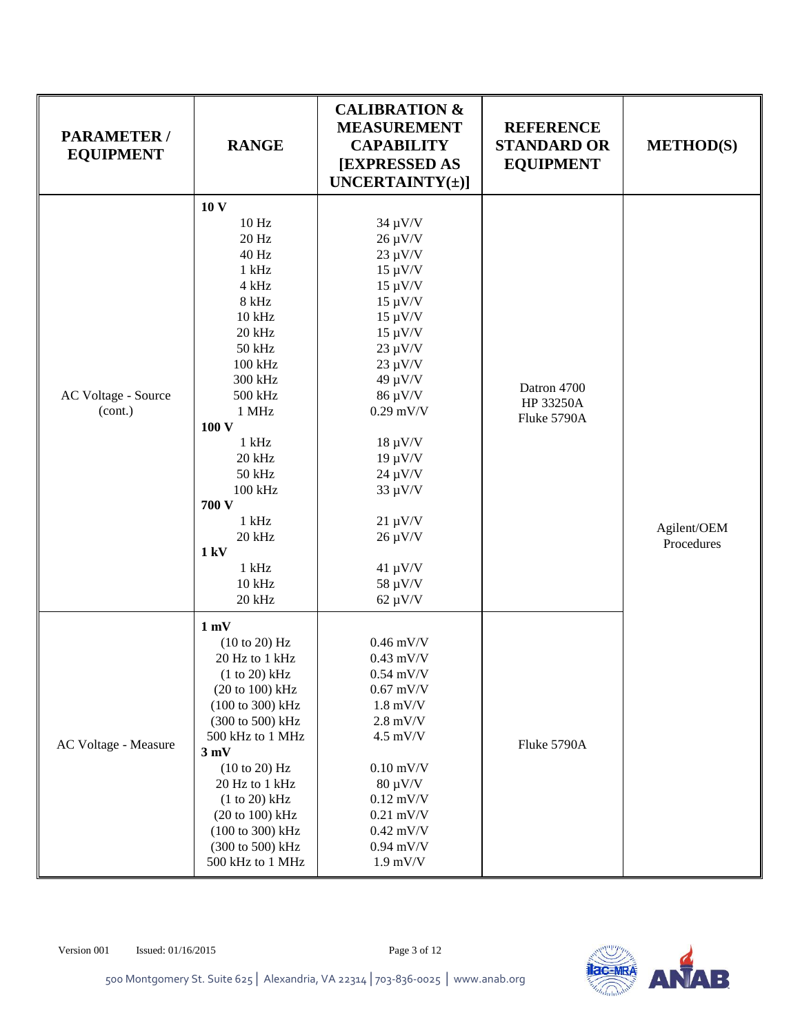| PARAMETER / EQUIPMENT | RANGE | CALIBRATION & MEASUREMENT CAPABILITY [EXPRESSED AS UNCERTAINTY(±)] | REFERENCE STANDARD OR EQUIPMENT | METHOD(S) |
|---|---|---|---|---|
| AC Voltage - Source (cont.) | **10 V** | | Datron 4700<br>HP 33250A<br>Fluke 5790A | Agilent/OEM Procedures |
| | 10 Hz | 34 µV/V | | |
| | 20 Hz | 26 µV/V | | |
| | 40 Hz | 23 µV/V | | |
| | 1 kHz | 15 µV/V | | |
| | 4 kHz | 15 µV/V | | |
| | 8 kHz | 15 µV/V | | |
| | 10 kHz | 15 µV/V | | |
| | 20 kHz | 15 µV/V | | |
| | 50 kHz | 23 µV/V | | |
| | 100 kHz | 23 µV/V | | |
| | 300 kHz | 49 µV/V | | |
| | 500 kHz | 86 µV/V | | |
| | 1 MHz | 0.29 mV/V | | |
| | **100 V** | | | |
| | 1 kHz | 18 µV/V | | |
| | 20 kHz | 19 µV/V | | |
| | 50 kHz | 24 µV/V | | |
| | 100 kHz | 33 µV/V | | |
| | **700 V** | | | |
| | 1 kHz | 21 µV/V | | |
| | 20 kHz | 26 µV/V | | |
| | **1 kV** | | | |
| | 1 kHz | 41 µV/V | | |
| | 10 kHz | 58 µV/V | | |
| | 20 kHz | 62 µV/V | | |
| AC Voltage - Measure | **1 mV** | | Fluke 5790A | |
| | (10 to 20) Hz | 0.46 mV/V | | |
| | 20 Hz to 1 kHz | 0.43 mV/V | | |
| | (1 to 20) kHz | 0.54 mV/V | | |
| | (20 to 100) kHz | 0.67 mV/V | | |
| | (100 to 300) kHz | 1.8 mV/V | | |
| | (300 to 500) kHz | 2.8 mV/V | | |
| | 500 kHz to 1 MHz | 4.5 mV/V | | |
| | **3 mV** | | | |
| | (10 to 20) Hz | 0.10 mV/V | | |
| | 20 Hz to 1 kHz | 80 µV/V | | |
| | (1 to 20) kHz | 0.12 mV/V | | |
| | (20 to 100) kHz | 0.21 mV/V | | |
| | (100 to 300) kHz | 0.42 mV/V | | |
| | (300 to 500) kHz | 0.94 mV/V | | |
| | 500 kHz to 1 MHz | 1.9 mV/V | | |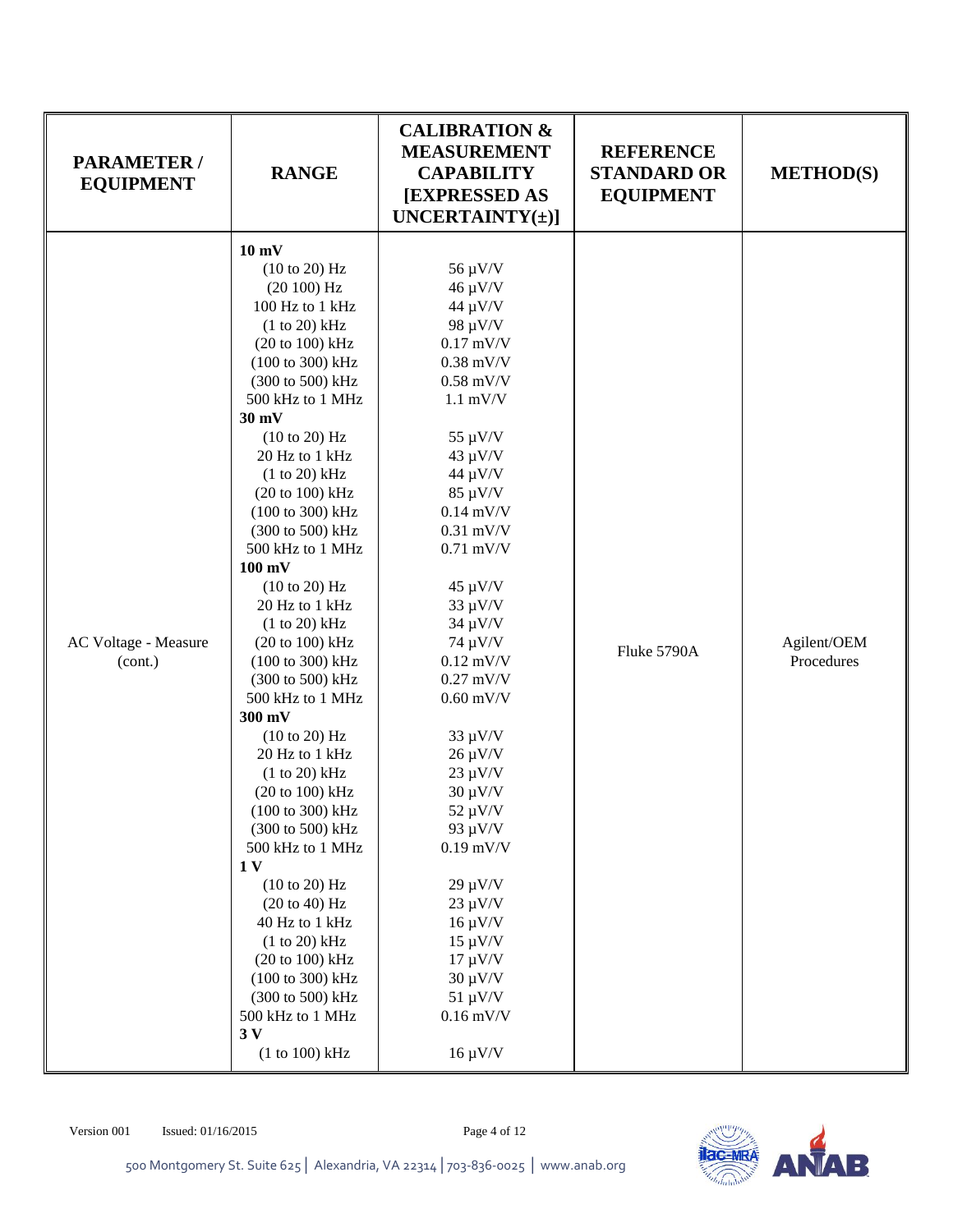| PARAMETER / EQUIPMENT | RANGE | CALIBRATION & MEASUREMENT CAPABILITY [EXPRESSED AS UNCERTAINTY(±)] | REFERENCE STANDARD OR EQUIPMENT | METHOD(S) |
|---|---|---|---|---|
| AC Voltage - Measure (cont.) | **10 mV** | | Fluke 5790A | Agilent/OEM Procedures |
| | (10 to 20) Hz | 56 µV/V | | |
| | (20 100) Hz | 46 µV/V | | |
| | 100 Hz to 1 kHz | 44 µV/V | | |
| | (1 to 20) kHz | 98 µV/V | | |
| | (20 to 100) kHz | 0.17 mV/V | | |
| | (100 to 300) kHz | 0.38 mV/V | | |
| | (300 to 500) kHz | 0.58 mV/V | | |
| | 500 kHz to 1 MHz | 1.1 mV/V | | |
| | **30 mV** | | | |
| | (10 to 20) Hz | 55 µV/V | | |
| | 20 Hz to 1 kHz | 43 µV/V | | |
| | (1 to 20) kHz | 44 µV/V | | |
| | (20 to 100) kHz | 85 µV/V | | |
| | (100 to 300) kHz | 0.14 mV/V | | |
| | (300 to 500) kHz | 0.31 mV/V | | |
| | 500 kHz to 1 MHz | 0.71 mV/V | | |
| | **100 mV** | | | |
| | (10 to 20) Hz | 45 µV/V | | |
| | 20 Hz to 1 kHz | 33 µV/V | | |
| | (1 to 20) kHz | 34 µV/V | | |
| | (20 to 100) kHz | 74 µV/V | | |
| | (100 to 300) kHz | 0.12 mV/V | | |
| | (300 to 500) kHz | 0.27 mV/V | | |
| | 500 kHz to 1 MHz | 0.60 mV/V | | |
| | **300 mV** | | | |
| | (10 to 20) Hz | 33 µV/V | | |
| | 20 Hz to 1 kHz | 26 µV/V | | |
| | (1 to 20) kHz | 23 µV/V | | |
| | (20 to 100) kHz | 30 µV/V | | |
| | (100 to 300) kHz | 52 µV/V | | |
| | (300 to 500) kHz | 93 µV/V | | |
| | 500 kHz to 1 MHz | 0.19 mV/V | | |
| | **1 V** | | | |
| | (10 to 20) Hz | 29 µV/V | | |
| | (20 to 40) Hz | 23 µV/V | | |
| | 40 Hz to 1 kHz | 16 µV/V | | |
| | (1 to 20) kHz | 15 µV/V | | |
| | (20 to 100) kHz | 17 µV/V | | |
| | (100 to 300) kHz | 30 µV/V | | |
| | (300 to 500) kHz | 51 µV/V | | |
| | 500 kHz to 1 MHz | 0.16 mV/V | | |
| | **3 V** | | | |
| | (1 to 100) kHz | 16 µV/V | | |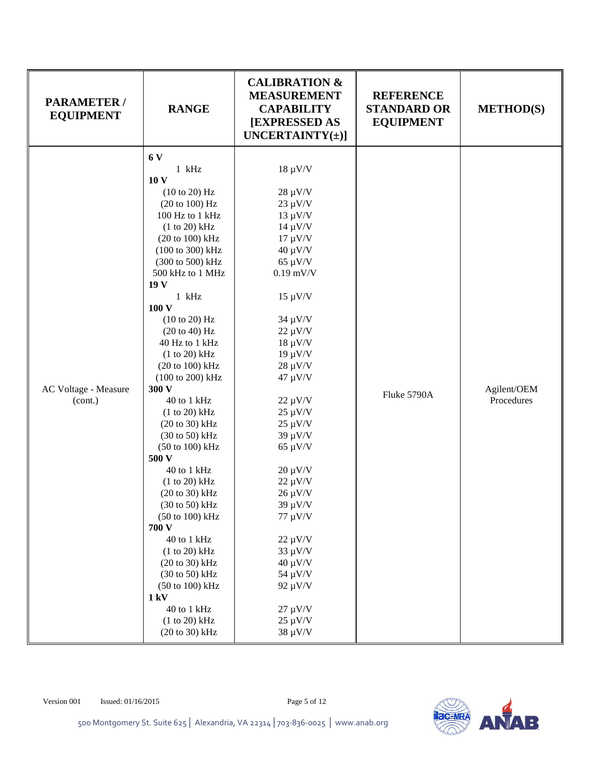| PARAMETER / EQUIPMENT | RANGE | CALIBRATION & MEASUREMENT CAPABILITY [EXPRESSED AS UNCERTAINTY(±)] | REFERENCE STANDARD OR EQUIPMENT | METHOD(S) |
|---|---|---|---|---|
| AC Voltage - Measure (cont.) | **6 V** | | Fluke 5790A | Agilent/OEM Procedures |
| | 1 kHz | 18 µV/V | | |
| | **10 V** | | | |
| | (10 to 20) Hz | 28 µV/V | | |
| | (20 to 100) Hz | 23 µV/V | | |
| | 100 Hz to 1 kHz | 13 µV/V | | |
| | (1 to 20) kHz | 14 µV/V | | |
| | (20 to 100) kHz | 17 µV/V | | |
| | (100 to 300) kHz | 40 µV/V | | |
| | (300 to 500) kHz | 65 µV/V | | |
| | 500 kHz to 1 MHz | 0.19 mV/V | | |
| | **19 V** | | | |
| | 1 kHz | 15 µV/V | | |
| | **100 V** | | | |
| | (10 to 20) Hz | 34 µV/V | | |
| | (20 to 40) Hz | 22 µV/V | | |
| | 40 Hz to 1 kHz | 18 µV/V | | |
| | (1 to 20) kHz | 19 µV/V | | |
| | (20 to 100) kHz | 28 µV/V | | |
| | (100 to 200) kHz | 47 µV/V | | |
| | **300 V** | | | |
| | 40 to 1 kHz | 22 µV/V | | |
| | (1 to 20) kHz | 25 µV/V | | |
| | (20 to 30) kHz | 25 µV/V | | |
| | (30 to 50) kHz | 39 µV/V | | |
| | (50 to 100) kHz | 65 µV/V | | |
| | **500 V** | | | |
| | 40 to 1 kHz | 20 µV/V | | |
| | (1 to 20) kHz | 22 µV/V | | |
| | (20 to 30) kHz | 26 µV/V | | |
| | (30 to 50) kHz | 39 µV/V | | |
| | (50 to 100) kHz | 77 µV/V | | |
| | **700 V** | | | |
| | 40 to 1 kHz | 22 µV/V | | |
| | (1 to 20) kHz | 33 µV/V | | |
| | (20 to 30) kHz | 40 µV/V | | |
| | (30 to 50) kHz | 54 µV/V | | |
| | (50 to 100) kHz | 92 µV/V | | |
| | **1 kV** | | | |
| | 40 to 1 kHz | 27 µV/V | | |
| | (1 to 20) kHz | 25 µV/V | | |
| | (20 to 30) kHz | 38 µV/V | | |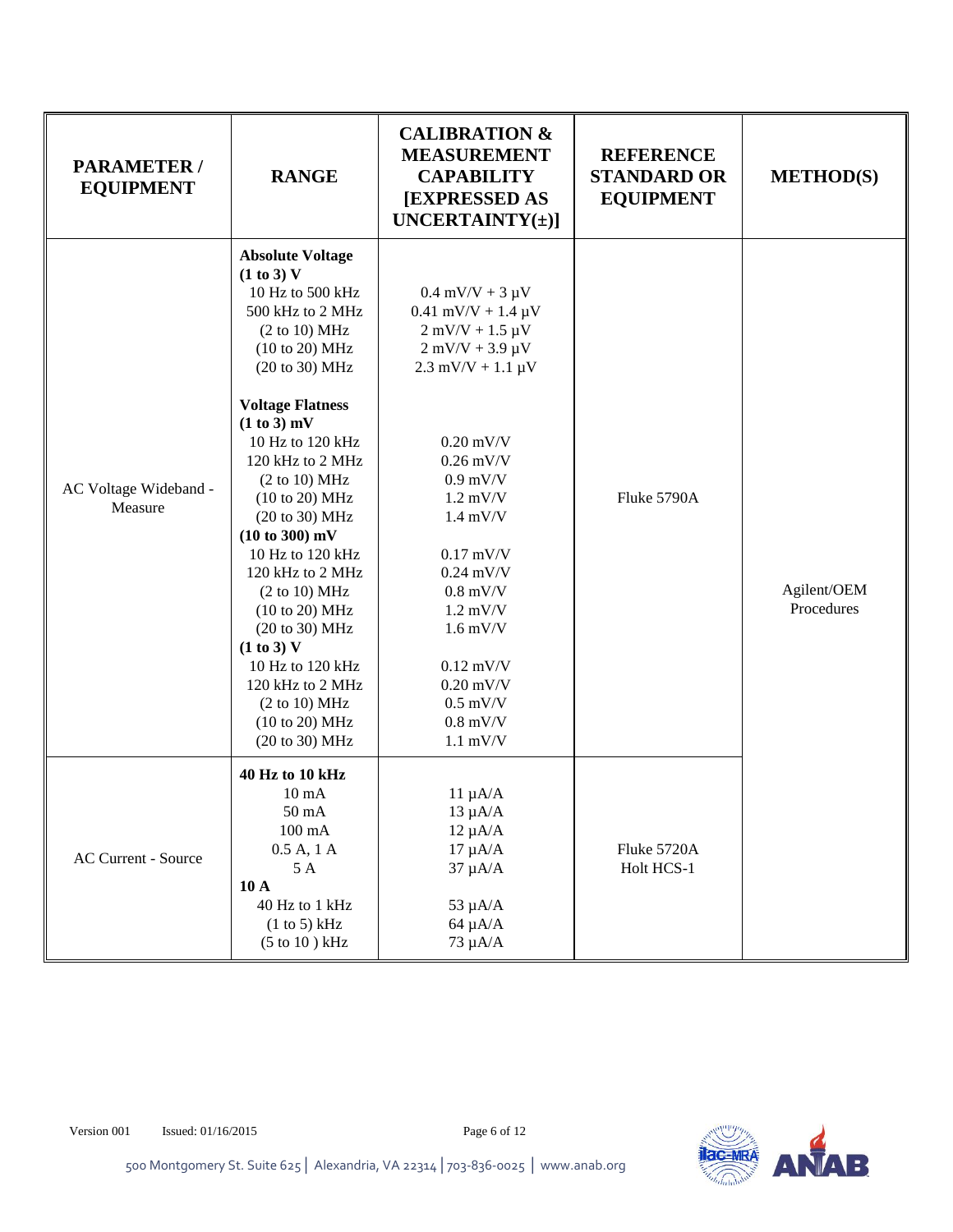| PARAMETER / EQUIPMENT | RANGE | CALIBRATION & MEASUREMENT CAPABILITY [EXPRESSED AS UNCERTAINTY(±)] | REFERENCE STANDARD OR EQUIPMENT | METHOD(S) |
|---|---|---|---|---|
| AC Voltage Wideband - Measure | **Absolute Voltage** | | Fluke 5790A | Agilent/OEM Procedures |
| | **(1 to 3) V** | | | |
| | 10 Hz to 500 kHz | 0.4 mV/V + 3 µV | | |
| | 500 kHz to 2 MHz | 0.41 mV/V + 1.4 µV | | |
| | (2 to 10) MHz | 2 mV/V + 1.5 µV | | |
| | (10 to 20) MHz | 2 mV/V + 3.9 µV | | |
| | (20 to 30) MHz | 2.3 mV/V + 1.1 µV | | |
| | **Voltage Flatness** | | | |
| | **(1 to 3) mV** | | | |
| | 10 Hz to 120 kHz | 0.20 mV/V | | |
| | 120 kHz to 2 MHz | 0.26 mV/V | | |
| | (2 to 10) MHz | 0.9 mV/V | | |
| | (10 to 20) MHz | 1.2 mV/V | | |
| | (20 to 30) MHz | 1.4 mV/V | | |
| | **(10 to 300) mV** | | | |
| | 10 Hz to 120 kHz | 0.17 mV/V | | |
| | 120 kHz to 2 MHz | 0.24 mV/V | | |
| | (2 to 10) MHz | 0.8 mV/V | | |
| | (10 to 20) MHz | 1.2 mV/V | | |
| | (20 to 30) MHz | 1.6 mV/V | | |
| | **(1 to 3) V** | | | |
| | 10 Hz to 120 kHz | 0.12 mV/V | | |
| | 120 kHz to 2 MHz | 0.20 mV/V | | |
| | (2 to 10) MHz | 0.5 mV/V | | |
| | (10 to 20) MHz | 0.8 mV/V | | |
| | (20 to 30) MHz | 1.1 mV/V | | |
| AC Current - Source | **40 Hz to 10 kHz** | | Fluke 5720A Holt HCS-1 | |
| | 10 mA | 11 µA/A | | |
| | 50 mA | 13 µA/A | | |
| | 100 mA | 12 µA/A | | |
| | 0.5 A, 1 A | 17 µA/A | | |
| | 5 A | 37 µA/A | | |
| | **10 A** | | | |
| | 40 Hz to 1 kHz | 53 µA/A | | |
| | (1 to 5) kHz | 64 µA/A | | |
| | (5 to 10 ) kHz | 73 µA/A | | |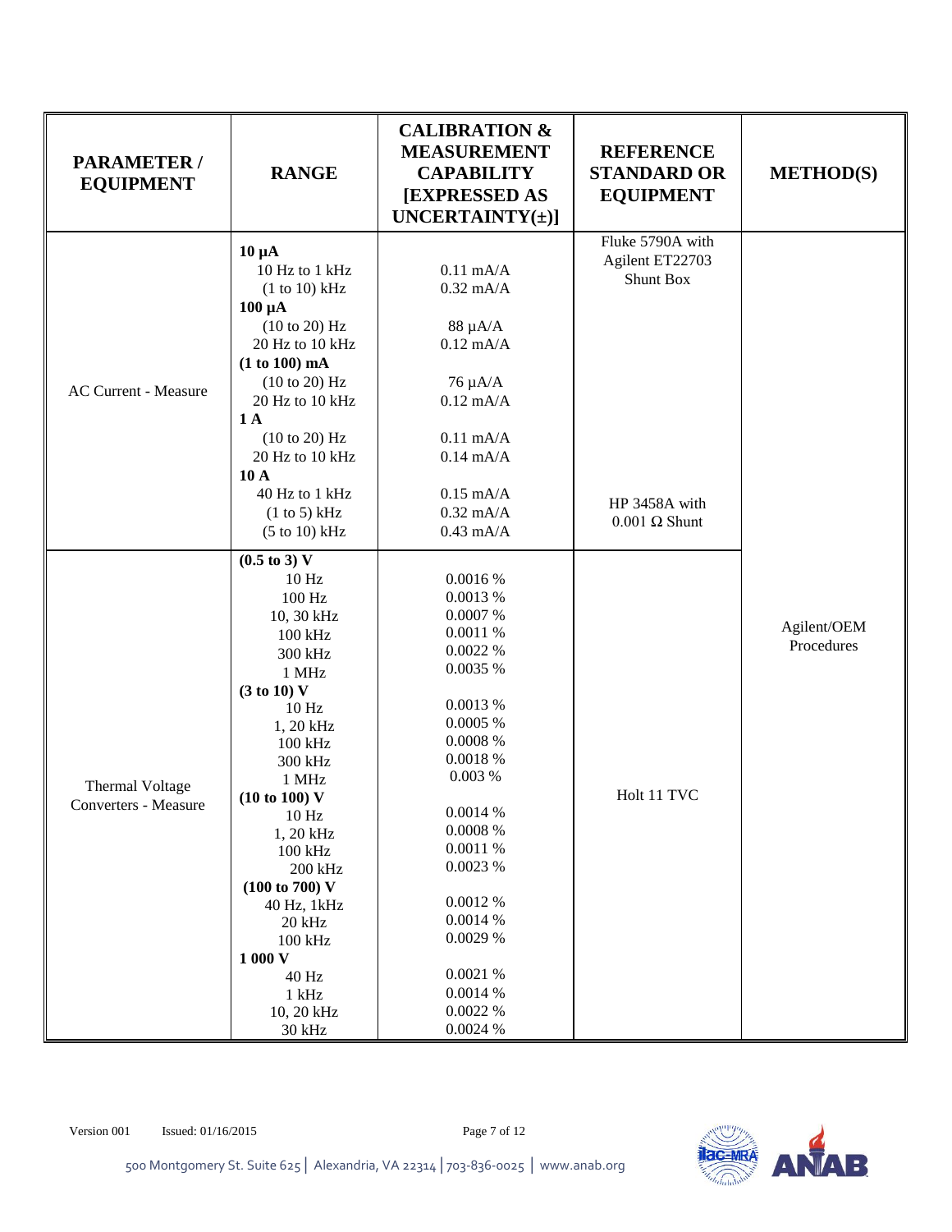| PARAMETER / EQUIPMENT | RANGE | CALIBRATION & MEASUREMENT CAPABILITY [EXPRESSED AS UNCERTAINTY(±)] | REFERENCE STANDARD OR EQUIPMENT | METHOD(S) |
|---|---|---|---|---|
| AC Current - Measure | **10 µA** | | Fluke 5790A with Agilent ET22703 Shunt Box | Agilent/OEM Procedures |
| | 10 Hz to 1 kHz | 0.11 mA/A | | |
| | (1 to 10) kHz | 0.32 mA/A | | |
| | **100 µA** | | | |
| | (10 to 20) Hz | 88 µA/A | | |
| | 20 Hz to 10 kHz | 0.12 mA/A | | |
| | **(1 to 100) mA** | | | |
| | (10 to 20) Hz | 76 µA/A | | |
| | 20 Hz to 10 kHz | 0.12 mA/A | | |
| | **1 A** | | | |
| | (10 to 20) Hz | 0.11 mA/A | | |
| | 20 Hz to 10 kHz | 0.14 mA/A | | |
| | **10 A** | | | |
| | 40 Hz to 1 kHz | 0.15 mA/A | HP 3458A with 0.001 Ω Shunt | |
| | (1 to 5) kHz | 0.32 mA/A | | |
| | (5 to 10) kHz | 0.43 mA/A | | |
| Thermal Voltage Converters - Measure | **(0.5 to 3) V** | | Holt 11 TVC | |
| | 10 Hz | 0.0016 % | | |
| | 100 Hz | 0.0013 % | | |
| | 10, 30 kHz | 0.0007 % | | |
| | 100 kHz | 0.0011 % | | |
| | 300 kHz | 0.0022 % | | |
| | 1 MHz | 0.0035 % | | |
| | **(3 to 10) V** | | | |
| | 10 Hz | 0.0013 % | | |
| | 1, 20 kHz | 0.0005 % | | |
| | 100 kHz | 0.0008 % | | |
| | 300 kHz | 0.0018 % | | |
| | 1 MHz | 0.003 % | | |
| | **(10 to 100) V** | | | |
| | 10 Hz | 0.0014 % | | |
| | 1, 20 kHz | 0.0008 % | | |
| | 100 kHz | 0.0011 % | | |
| | 200 kHz | 0.0023 % | | |
| | **(100 to 700) V** | | | |
| | 40 Hz, 1kHz | 0.0012 % | | |
| | 20 kHz | 0.0014 % | | |
| | 100 kHz | 0.0029 % | | |
| | **1 000 V** | | | |
| | 40 Hz | 0.0021 % | | |
| | 1 kHz | 0.0014 % | | |
| | 10, 20 kHz | 0.0022 % | | |
| | 30 kHz | 0.0024 % | | |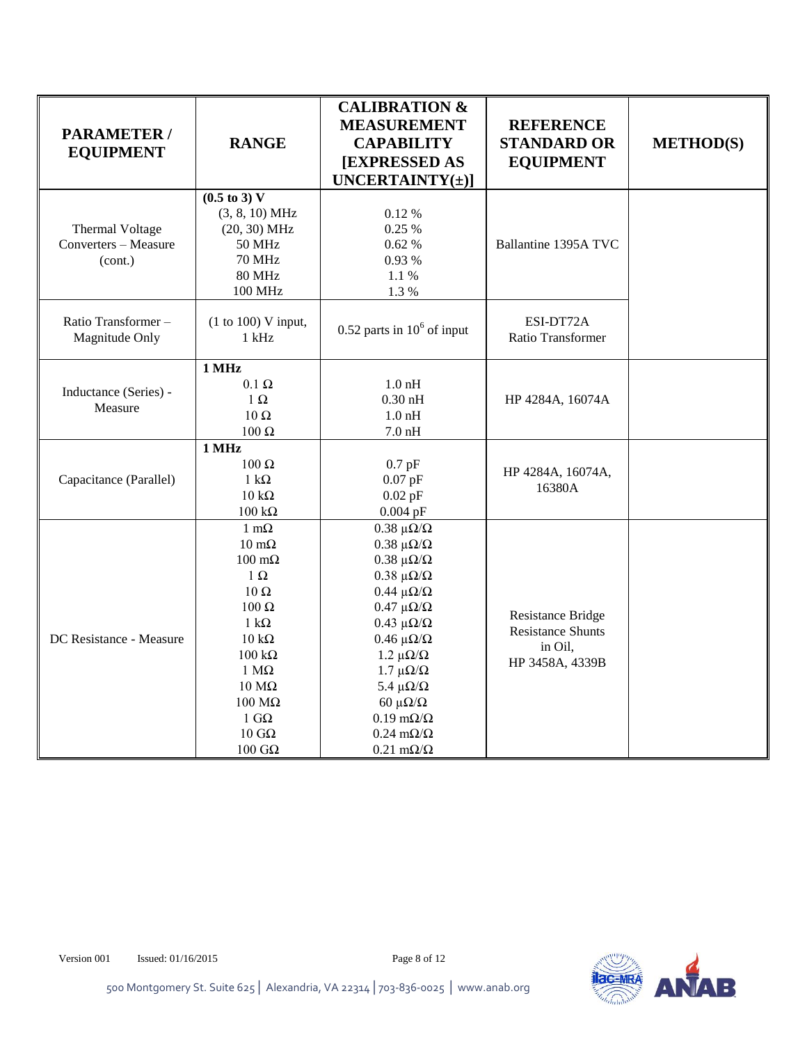| PARAMETER / EQUIPMENT | RANGE | CALIBRATION & MEASUREMENT CAPABILITY [EXPRESSED AS UNCERTAINTY(±)] | REFERENCE STANDARD OR EQUIPMENT | METHOD(S) |
|---|---|---|---|---|
| Thermal Voltage Converters – Measure (cont.) | **(0.5 to 3) V**<br>(3, 8, 10) MHz<br>(20, 30) MHz<br>50 MHz<br>70 MHz<br>80 MHz<br>100 MHz | <br>0.12 %<br>0.25 %<br>0.62 %<br>0.93 %<br>1.1 %<br>1.3 % | Ballantine 1395A TVC | |
| Ratio Transformer – Magnitude Only | (1 to 100) V input, 1 kHz | 0.52 parts in $10^6$ of input | ESI-DT72A Ratio Transformer | |
| Inductance (Series) - Measure | **1 MHz**<br>0.1 Ω<br>1 Ω<br>10 Ω<br>100 Ω | <br>1.0 nH<br>0.30 nH<br>1.0 nH<br>7.0 nH | HP 4284A, 16074A | |
| Capacitance (Parallel) | **1 MHz**<br>100 Ω<br>1 kΩ<br>10 kΩ<br>100 kΩ | <br>0.7 pF<br>0.07 pF<br>0.02 pF<br>0.004 pF | HP 4284A, 16074A, 16380A | |
| DC Resistance - Measure | 1 mΩ<br>10 mΩ<br>100 mΩ<br>1 Ω<br>10 Ω<br>100 Ω<br>1 kΩ<br>10 kΩ<br>100 kΩ<br>1 MΩ<br>10 MΩ<br>100 MΩ<br>1 GΩ<br>10 GΩ<br>100 GΩ | 0.38 µΩ/Ω<br>0.38 µΩ/Ω<br>0.38 µΩ/Ω<br>0.38 µΩ/Ω<br>0.44 µΩ/Ω<br>0.47 µΩ/Ω<br>0.43 µΩ/Ω<br>0.46 µΩ/Ω<br>1.2 µΩ/Ω<br>1.7 µΩ/Ω<br>5.4 µΩ/Ω<br>60 µΩ/Ω<br>0.19 mΩ/Ω<br>0.24 mΩ/Ω<br>0.21 mΩ/Ω | Resistance Bridge<br>Resistance Shunts in Oil,<br>HP 3458A, 4339B | |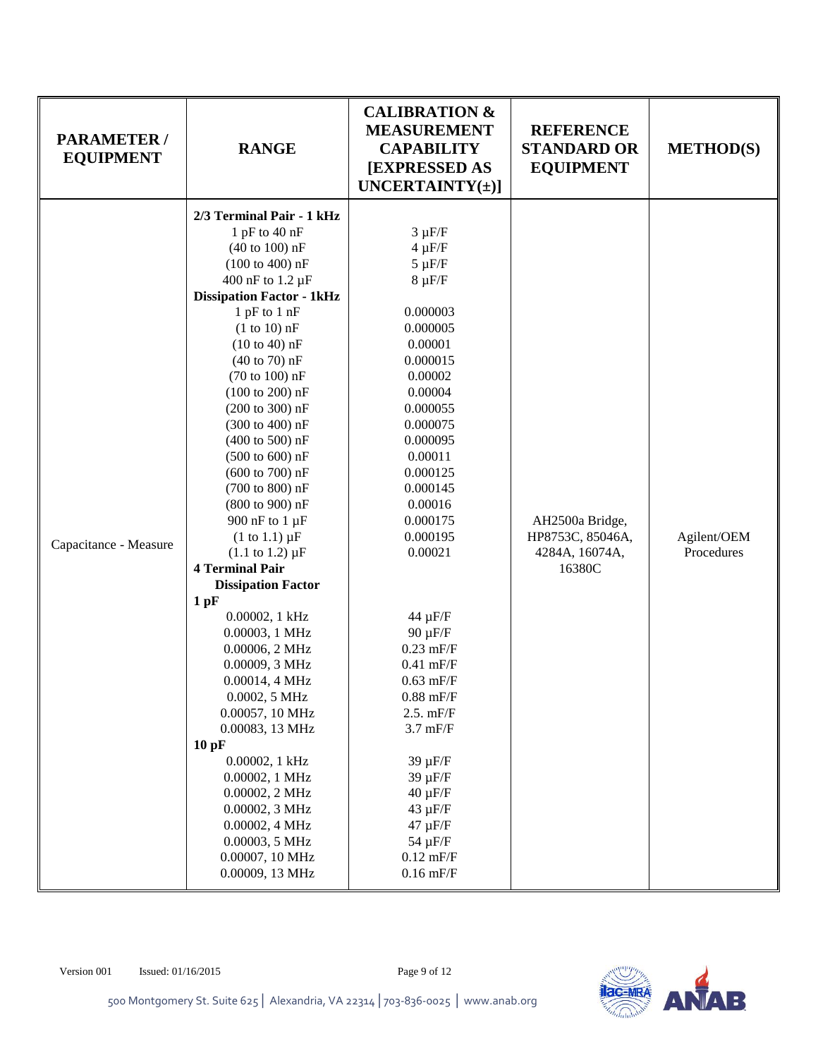| PARAMETER / EQUIPMENT | RANGE | CALIBRATION & MEASUREMENT CAPABILITY [EXPRESSED AS UNCERTAINTY(±)] | REFERENCE STANDARD OR EQUIPMENT | METHOD(S) |
|---|---|---|---|---|
| Capacitance - Measure | **2/3 Terminal Pair - 1 kHz** | | AH2500a Bridge, HP8753C, 85046A, 4284A, 16074A, 16380C | Agilent/OEM Procedures |
| | 1 pF to 40 nF | 3 µF/F | | |
| | (40 to 100) nF | 4 µF/F | | |
| | (100 to 400) nF | 5 µF/F | | |
| | 400 nF to 1.2 µF | 8 µF/F | | |
| | **Dissipation Factor - 1kHz** | | | |
| | 1 pF to 1 nF | 0.000003 | | |
| | (1 to 10) nF | 0.000005 | | |
| | (10 to 40) nF | 0.00001 | | |
| | (40 to 70) nF | 0.000015 | | |
| | (70 to 100) nF | 0.00002 | | |
| | (100 to 200) nF | 0.00004 | | |
| | (200 to 300) nF | 0.000055 | | |
| | (300 to 400) nF | 0.000075 | | |
| | (400 to 500) nF | 0.000095 | | |
| | (500 to 600) nF | 0.00011 | | |
| | (600 to 700) nF | 0.000125 | | |
| | (700 to 800) nF | 0.000145 | | |
| | (800 to 900) nF | 0.00016 | | |
| | 900 nF to 1 µF | 0.000175 | | |
| | (1 to 1.1) µF | 0.000195 | | |
| | (1.1 to 1.2) µF | 0.00021 | | |
| | **4 Terminal Pair** | | | |
| | **Dissipation Factor** | | | |
| | **1 pF** | | | |
| | 0.00002, 1 kHz | 44 µF/F | | |
| | 0.00003, 1 MHz | 90 µF/F | | |
| | 0.00006, 2 MHz | 0.23 mF/F | | |
| | 0.00009, 3 MHz | 0.41 mF/F | | |
| | 0.00014, 4 MHz | 0.63 mF/F | | |
| | 0.0002, 5 MHz | 0.88 mF/F | | |
| | 0.00057, 10 MHz | 2.5. mF/F | | |
| | 0.00083, 13 MHz | 3.7 mF/F | | |
| | **10 pF** | | | |
| | 0.00002, 1 kHz | 39 µF/F | | |
| | 0.00002, 1 MHz | 39 µF/F | | |
| | 0.00002, 2 MHz | 40 µF/F | | |
| | 0.00002, 3 MHz | 43 µF/F | | |
| | 0.00002, 4 MHz | 47 µF/F | | |
| | 0.00003, 5 MHz | 54 µF/F | | |
| | 0.00007, 10 MHz | 0.12 mF/F | | |
| | 0.00009, 13 MHz | 0.16 mF/F | | |

Version 001 Issued: 01/16/2015

500 Montgomery St. Suite 625 | Alexandria, VA 22314 | 703-836-0025 | www.anab.org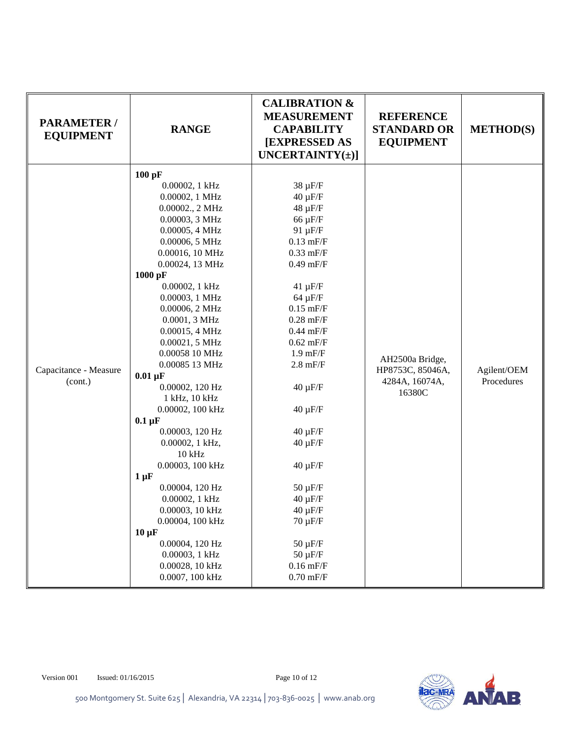| PARAMETER / EQUIPMENT | RANGE | CALIBRATION & MEASUREMENT CAPABILITY [EXPRESSED AS UNCERTAINTY(±)] | REFERENCE STANDARD OR EQUIPMENT | METHOD(S) |
|---|---|---|---|---|
| Capacitance - Measure (cont.) | **100 pF** | | AH2500a Bridge, HP8753C, 85046A, 4284A, 16074A, 16380C | Agilent/OEM Procedures |
| | 0.00002, 1 kHz | 38 µF/F | | |
| | 0.00002, 1 MHz | 40 µF/F | | |
| | 0.00002., 2 MHz | 48 µF/F | | |
| | 0.00003, 3 MHz | 66 µF/F | | |
| | 0.00005, 4 MHz | 91 µF/F | | |
| | 0.00006, 5 MHz | 0.13 mF/F | | |
| | 0.00016, 10 MHz | 0.33 mF/F | | |
| | 0.00024, 13 MHz | 0.49 mF/F | | |
| | **1000 pF** | | | |
| | 0.00002, 1 kHz | 41 µF/F | | |
| | 0.00003, 1 MHz | 64 µF/F | | |
| | 0.00006, 2 MHz | 0.15 mF/F | | |
| | 0.0001, 3 MHz | 0.28 mF/F | | |
| | 0.00015, 4 MHz | 0.44 mF/F | | |
| | 0.00021, 5 MHz | 0.62 mF/F | | |
| | 0.00058 10 MHz | 1.9 mF/F | | |
| | 0.00085 13 MHz | 2.8 mF/F | | |
| | **0.01 µF** | | | |
| | 0.00002, 120 Hz 1 kHz, 10 kHz | 40 µF/F | | |
| | 0.00002, 100 kHz | 40 µF/F | | |
| | **0.1 µF** | | | |
| | 0.00003, 120 Hz | 40 µF/F | | |
| | 0.00002, 1 kHz, 10 kHz | 40 µF/F | | |
| | 0.00003, 100 kHz | 40 µF/F | | |
| | **1 µF** | | | |
| | 0.00004, 120 Hz | 50 µF/F | | |
| | 0.00002, 1 kHz | 40 µF/F | | |
| | 0.00003, 10 kHz | 40 µF/F | | |
| | 0.00004, 100 kHz | 70 µF/F | | |
| | **10 µF** | | | |
| | 0.00004, 120 Hz | 50 µF/F | | |
| | 0.00003, 1 kHz | 50 µF/F | | |
| | 0.00028, 10 kHz | 0.16 mF/F | | |
| | 0.0007, 100 kHz | 0.70 mF/F | | |

Version 001 Issued: 01/16/2015

500 Montgomery St. Suite 625 | Alexandria, VA 22314 | 703-836-0025 | www.anab.org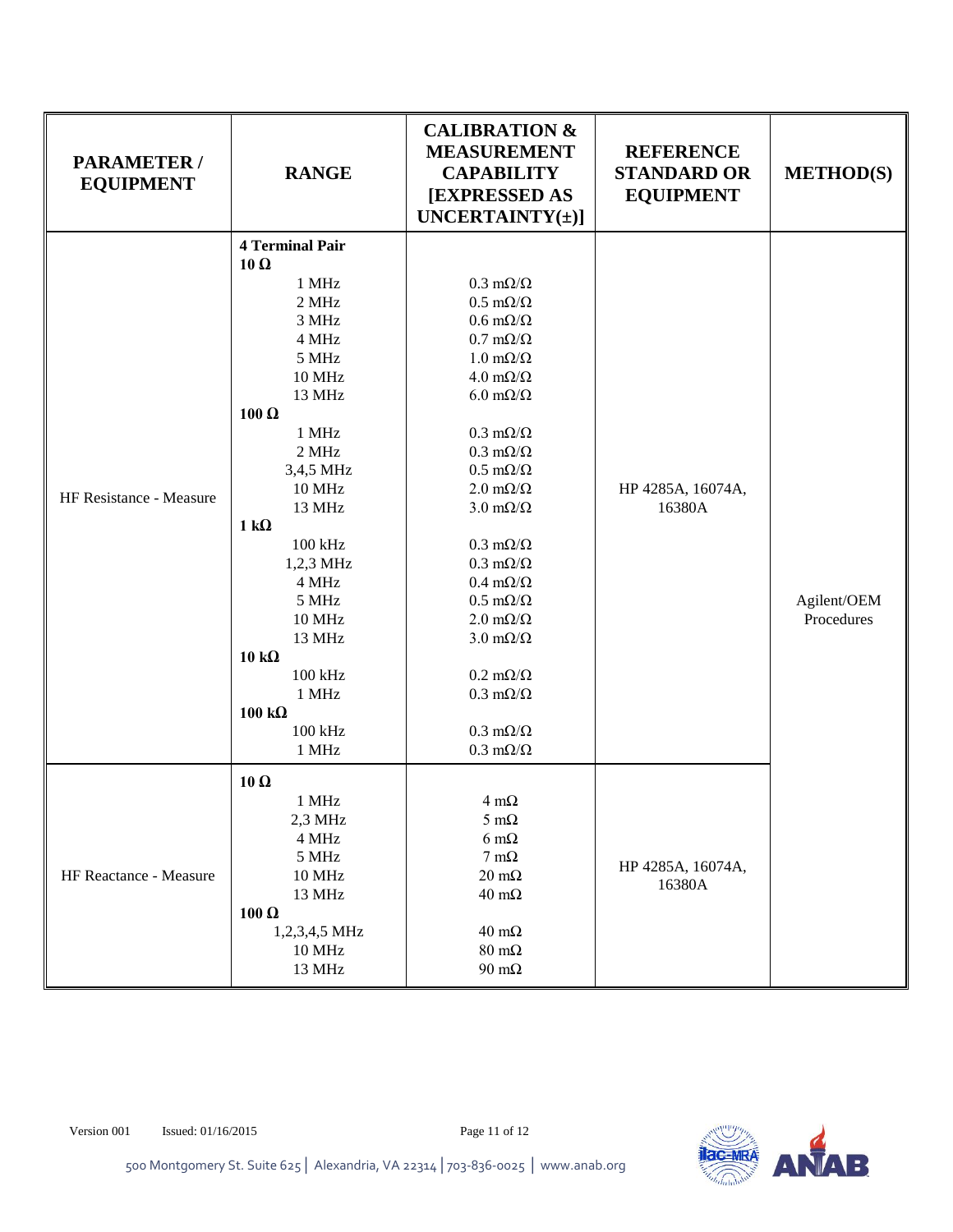| PARAMETER / EQUIPMENT | RANGE | CALIBRATION & MEASUREMENT CAPABILITY [EXPRESSED AS UNCERTAINTY(±)] | REFERENCE STANDARD OR EQUIPMENT | METHOD(S) |
|---|---|---|---|---|
| HF Resistance - Measure | **4 Terminal Pair** | | HP 4285A, 16074A, 16380A | Agilent/OEM Procedures |
| | **10 Ω** | | | |
| | 1 MHz | 0.3 mΩ/Ω | | |
| | 2 MHz | 0.5 mΩ/Ω | | |
| | 3 MHz | 0.6 mΩ/Ω | | |
| | 4 MHz | 0.7 mΩ/Ω | | |
| | 5 MHz | 1.0 mΩ/Ω | | |
| | 10 MHz | 4.0 mΩ/Ω | | |
| | 13 MHz | 6.0 mΩ/Ω | | |
| | **100 Ω** | | | |
| | 1 MHz | 0.3 mΩ/Ω | | |
| | 2 MHz | 0.3 mΩ/Ω | | |
| | 3,4,5 MHz | 0.5 mΩ/Ω | | |
| | 10 MHz | 2.0 mΩ/Ω | | |
| | 13 MHz | 3.0 mΩ/Ω | | |
| | **1 kΩ** | | | |
| | 100 kHz | 0.3 mΩ/Ω | | |
| | 1,2,3 MHz | 0.3 mΩ/Ω | | |
| | 4 MHz | 0.4 mΩ/Ω | | |
| | 5 MHz | 0.5 mΩ/Ω | | |
| | 10 MHz | 2.0 mΩ/Ω | | |
| | 13 MHz | 3.0 mΩ/Ω | | |
| | **10 kΩ** | | | |
| | 100 kHz | 0.2 mΩ/Ω | | |
| | 1 MHz | 0.3 mΩ/Ω | | |
| | **100 kΩ** | | | |
| | 100 kHz | 0.3 mΩ/Ω | | |
| | 1 MHz | 0.3 mΩ/Ω | | |
| HF Reactance - Measure | **10 Ω** | | HP 4285A, 16074A, 16380A | |
| | 1 MHz | 4 mΩ | | |
| | 2,3 MHz | 5 mΩ | | |
| | 4 MHz | 6 mΩ | | |
| | 5 MHz | 7 mΩ | | |
| | 10 MHz | 20 mΩ | | |
| | 13 MHz | 40 mΩ | | |
| | **100 Ω** | | | |
| | 1,2,3,4,5 MHz | 40 mΩ | | |
| | 10 MHz | 80 mΩ | | |
| | 13 MHz | 90 mΩ | | |

Version 001 Issued: 01/16/2015

500 Montgomery St. Suite 625 | Alexandria, VA 22314 | 703-836-0025 | www.anab.org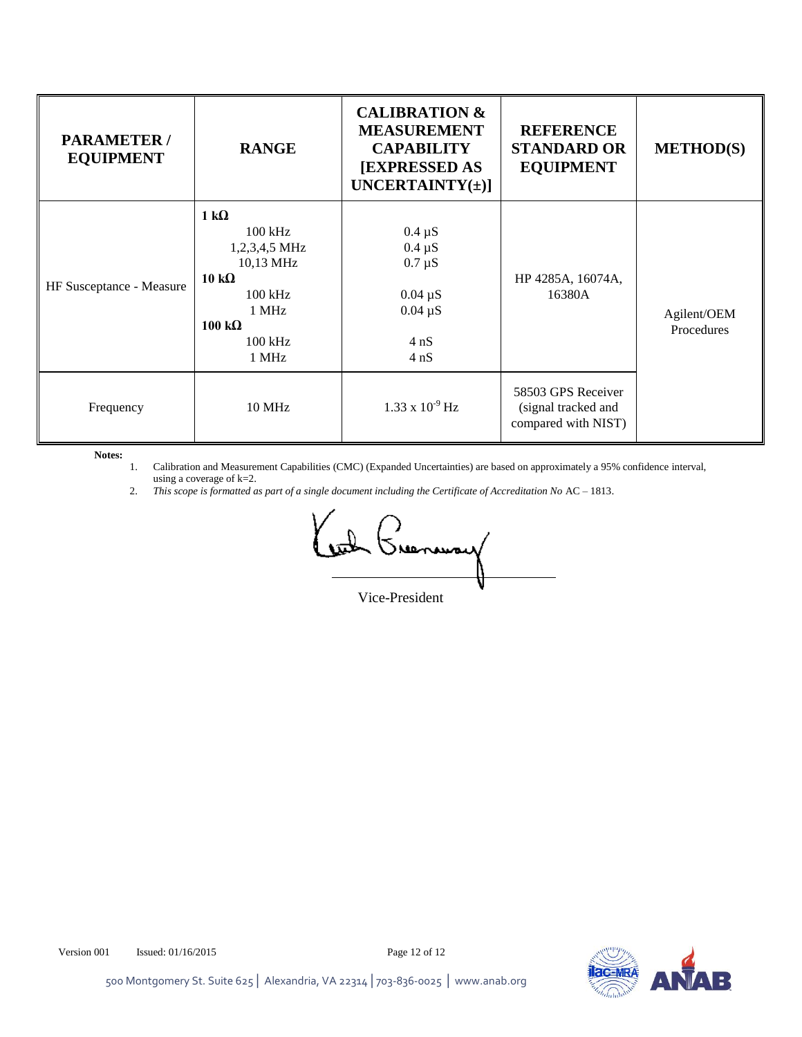| PARAMETER / EQUIPMENT | RANGE | CALIBRATION & MEASUREMENT CAPABILITY [EXPRESSED AS UNCERTAINTY(±)] | REFERENCE STANDARD OR EQUIPMENT | METHOD(S) |
|---|---|---|---|---|
| HF Susceptance - Measure | **1 kΩ**<br>100 kHz<br>1,2,3,4,5 MHz<br>10,13 MHz<br>**10 kΩ**<br>100 kHz<br>1 MHz<br>**100 kΩ**<br>100 kHz<br>1 MHz | <br>0.4 µS<br>0.4 µS<br>0.7 µS<br><br>0.04 µS<br>0.04 µS<br><br>4 nS<br>4 nS | HP 4285A, 16074A, 16380A | Agilent/OEM Procedures |
| Frequency | 10 MHz | $1.33 \times 10^{-9}$ Hz | 58503 GPS Receiver (signal tracked and compared with NIST) | |

**Notes:**

1. Calibration and Measurement Capabilities (CMC) (Expanded Uncertainties) are based on approximately a 95% confidence interval, using a coverage of k=2.
2. *This scope is formatted as part of a single document including the Certificate of Accreditation No* AC – 1813.

Vice-President

Version 001 Issued: 01/16/2015

500 Montgomery St. Suite 625 | Alexandria, VA 22314 | 703-836-0025 | www.anab.org